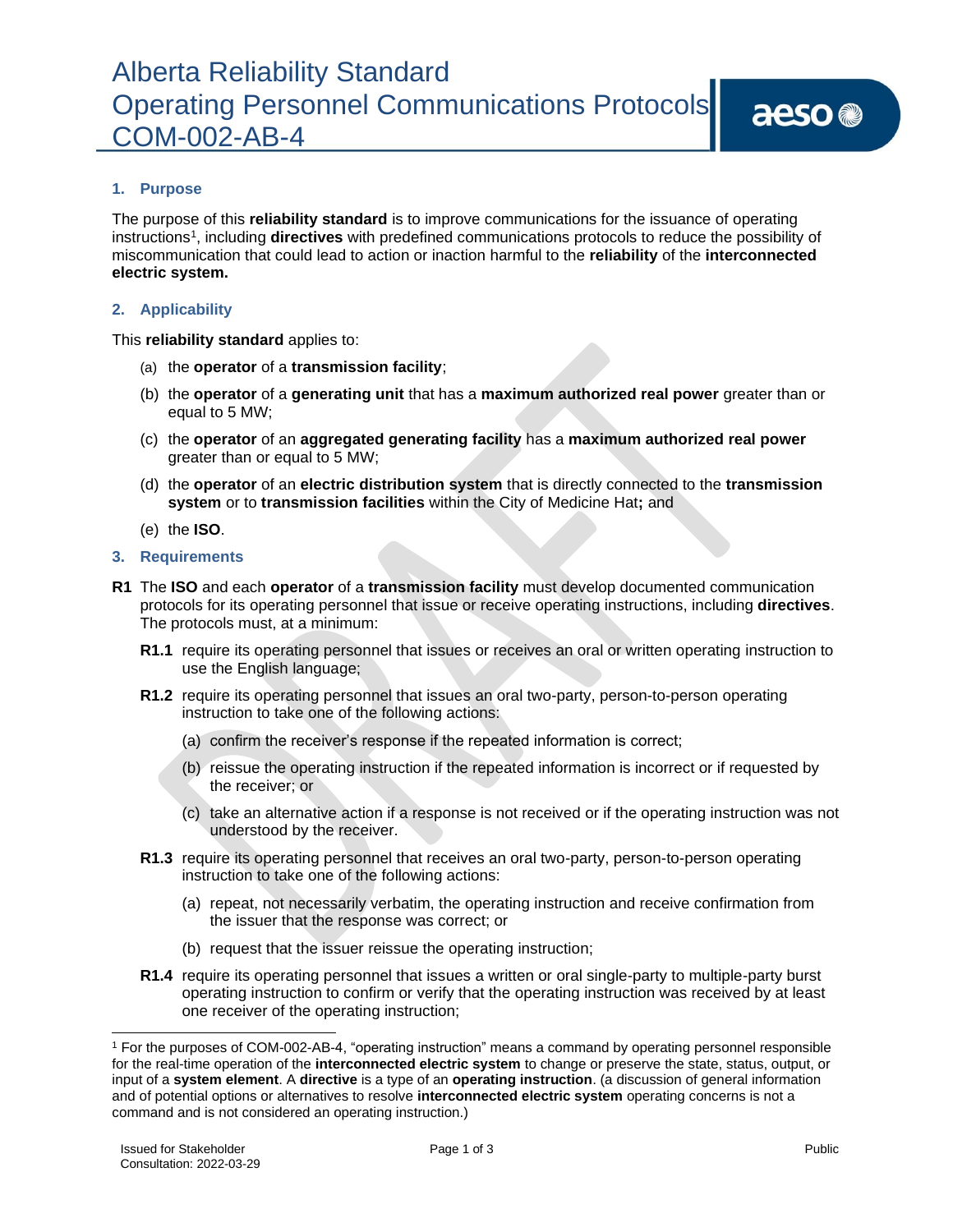# Alberta Reliability Standard
# Operating Personnel Communications Protocols
# COM-002-AB-4

## 1. Purpose

The purpose of this **reliability standard** is to improve communications for the issuance of operating instructions[1], including **directives** with predefined communications protocols to reduce the possibility of miscommunication that could lead to action or inaction harmful to the **reliability** of the **interconnected electric system.**

## 2. Applicability

This **reliability standard** applies to:

(a) the **operator** of a **transmission facility**;

(b) the **operator** of a **generating unit** that has a **maximum authorized real power** greater than or equal to 5 MW;

(c) the **operator** of an **aggregated generating facility** has a **maximum authorized real power** greater than or equal to 5 MW;

(d) the **operator** of an **electric distribution system** that is directly connected to the **transmission system** or to **transmission facilities** within the City of Medicine Hat**;** and

(e) the **ISO**.

## 3. Requirements

**R1** The **ISO** and each **operator** of a **transmission facility** must develop documented communication protocols for its operating personnel that issue or receive operating instructions, including **directives**. The protocols must, at a minimum:

**R1.1** require its operating personnel that issues or receives an oral or written operating instruction to use the English language;

**R1.2** require its operating personnel that issues an oral two-party, person-to-person operating instruction to take one of the following actions:

(a) confirm the receiver's response if the repeated information is correct;

(b) reissue the operating instruction if the repeated information is incorrect or if requested by the receiver; or

(c) take an alternative action if a response is not received or if the operating instruction was not understood by the receiver.

**R1.3** require its operating personnel that receives an oral two-party, person-to-person operating instruction to take one of the following actions:

(a) repeat, not necessarily verbatim, the operating instruction and receive confirmation from the issuer that the response was correct; or

(b) request that the issuer reissue the operating instruction;

**R1.4** require its operating personnel that issues a written or oral single-party to multiple-party burst operating instruction to confirm or verify that the operating instruction was received by at least one receiver of the operating instruction;

---

[1] For the purposes of COM-002-AB-4, "operating instruction" means a command by operating personnel responsible for the real-time operation of the **interconnected electric system** to change or preserve the state, status, output, or input of a **system element**. A **directive** is a type of an **operating instruction**. (a discussion of general information and of potential options or alternatives to resolve **interconnected electric system** operating concerns is not a command and is not considered an operating instruction.)

Issued for Stakeholder Consultation: 2022-03-29

Public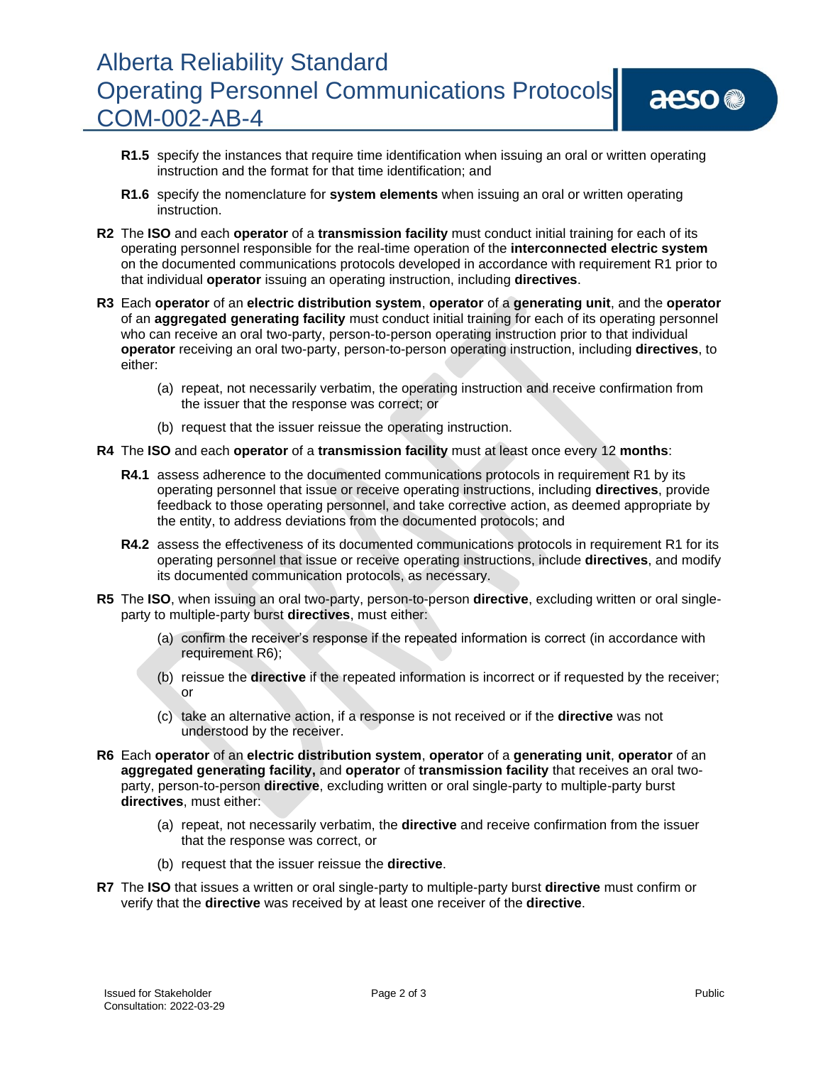**R1.5** specify the instances that require time identification when issuing an oral or written operating instruction and the format for that time identification; and

**R1.6** specify the nomenclature for **system elements** when issuing an oral or written operating instruction.

**R2** The **ISO** and each **operator** of a **transmission facility** must conduct initial training for each of its operating personnel responsible for the real-time operation of the **interconnected electric system** on the documented communications protocols developed in accordance with requirement R1 prior to that individual **operator** issuing an operating instruction, including **directives**.

**R3** Each **operator** of an **electric distribution system**, **operator** of a **generating unit**, and the **operator** of an **aggregated generating facility** must conduct initial training for each of its operating personnel who can receive an oral two-party, person-to-person operating instruction prior to that individual **operator** receiving an oral two-party, person-to-person operating instruction, including **directives**, to either:

(a) repeat, not necessarily verbatim, the operating instruction and receive confirmation from the issuer that the response was correct; or

(b) request that the issuer reissue the operating instruction.

**R4** The **ISO** and each **operator** of a **transmission facility** must at least once every 12 **months**:

**R4.1** assess adherence to the documented communications protocols in requirement R1 by its operating personnel that issue or receive operating instructions, including **directives**, provide feedback to those operating personnel, and take corrective action, as deemed appropriate by the entity, to address deviations from the documented protocols; and

**R4.2** assess the effectiveness of its documented communications protocols in requirement R1 for its operating personnel that issue or receive operating instructions, include **directives**, and modify its documented communication protocols, as necessary.

**R5** The **ISO**, when issuing an oral two-party, person-to-person **directive**, excluding written or oral single-party to multiple-party burst **directives**, must either:

(a) confirm the receiver's response if the repeated information is correct (in accordance with requirement R6);

(b) reissue the **directive** if the repeated information is incorrect or if requested by the receiver; or

(c) take an alternative action, if a response is not received or if the **directive** was not understood by the receiver.

**R6** Each **operator** of an **electric distribution system**, **operator** of a **generating unit**, **operator** of an **aggregated generating facility,** and **operator** of **transmission facility** that receives an oral two-party, person-to-person **directive**, excluding written or oral single-party to multiple-party burst **directives**, must either:

(a) repeat, not necessarily verbatim, the **directive** and receive confirmation from the issuer that the response was correct, or

(b) request that the issuer reissue the **directive**.

**R7** The **ISO** that issues a written or oral single-party to multiple-party burst **directive** must confirm or verify that the **directive** was received by at least one receiver of the **directive**.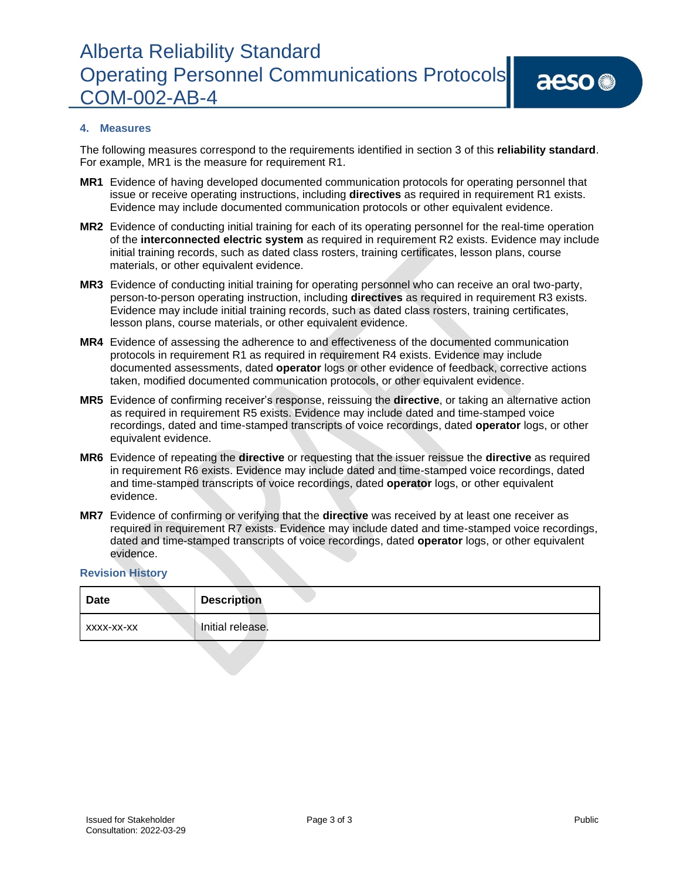## 4. Measures

The following measures correspond to the requirements identified in section 3 of this **reliability standard**. For example, MR1 is the measure for requirement R1.

**MR1** Evidence of having developed documented communication protocols for operating personnel that issue or receive operating instructions, including **directives** as required in requirement R1 exists. Evidence may include documented communication protocols or other equivalent evidence.

**MR2** Evidence of conducting initial training for each of its operating personnel for the real-time operation of the **interconnected electric system** as required in requirement R2 exists. Evidence may include initial training records, such as dated class rosters, training certificates, lesson plans, course materials, or other equivalent evidence.

**MR3** Evidence of conducting initial training for operating personnel who can receive an oral two-party, person-to-person operating instruction, including **directives** as required in requirement R3 exists. Evidence may include initial training records, such as dated class rosters, training certificates, lesson plans, course materials, or other equivalent evidence.

**MR4** Evidence of assessing the adherence to and effectiveness of the documented communication protocols in requirement R1 as required in requirement R4 exists. Evidence may include documented assessments, dated **operator** logs or other evidence of feedback, corrective actions taken, modified documented communication protocols, or other equivalent evidence.

**MR5** Evidence of confirming receiver's response, reissuing the **directive**, or taking an alternative action as required in requirement R5 exists. Evidence may include dated and time-stamped voice recordings, dated and time-stamped transcripts of voice recordings, dated **operator** logs, or other equivalent evidence.

**MR6** Evidence of repeating the **directive** or requesting that the issuer reissue the **directive** as required in requirement R6 exists. Evidence may include dated and time-stamped voice recordings, dated and time-stamped transcripts of voice recordings, dated **operator** logs, or other equivalent evidence.

**MR7** Evidence of confirming or verifying that the **directive** was received by at least one receiver as required in requirement R7 exists. Evidence may include dated and time-stamped voice recordings, dated and time-stamped transcripts of voice recordings, dated **operator** logs, or other equivalent evidence.

### Revision History

| Date | Description |
| --- | --- |
| xxxx-xx-xx | Initial release. |

Issued for Stakeholder Consultation: 2022-03-29

Public